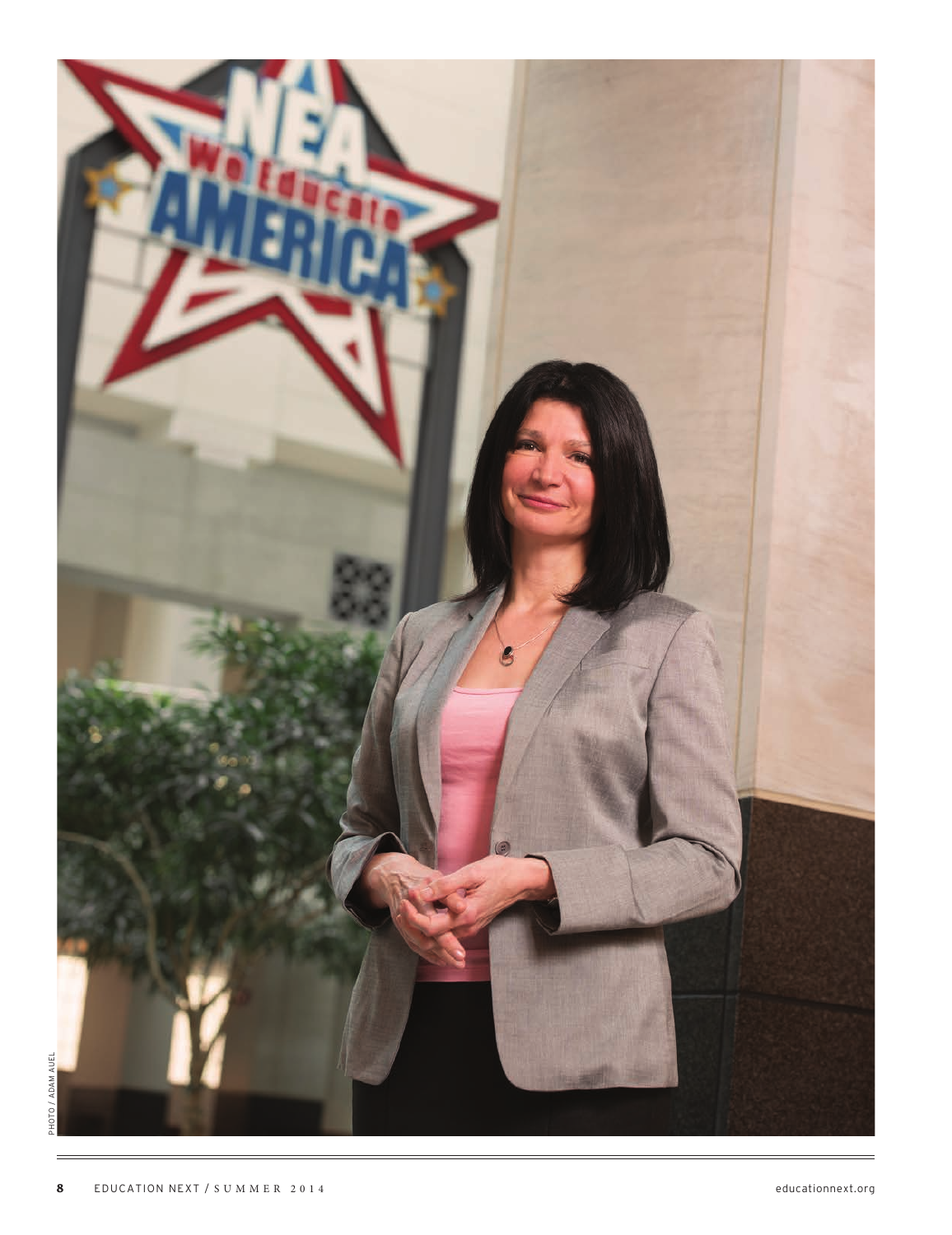PHOTO / ADAM AUEL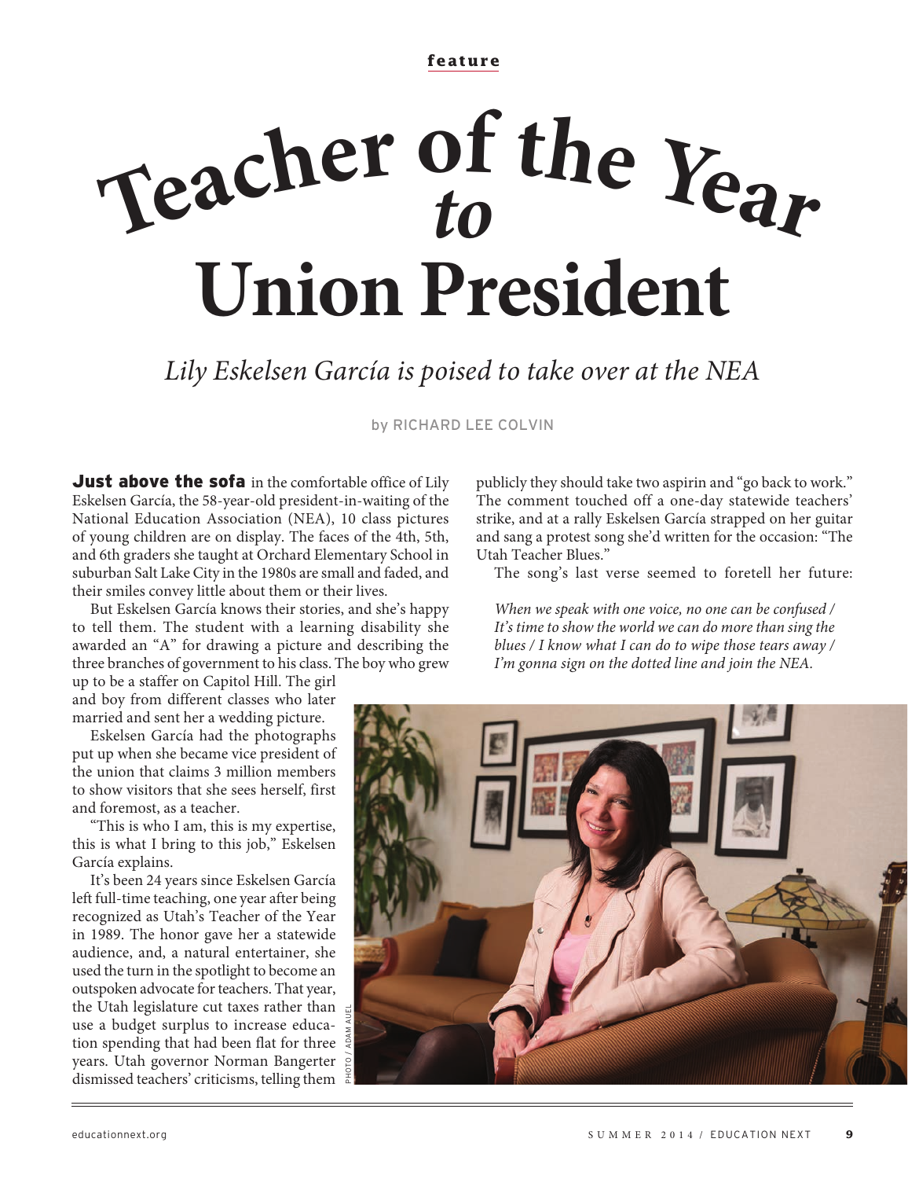feature

# Teacher of the Year *to* Union President

*Lily Eskelsen García is poised to take over at the NEA*

by RICHARD LEE COLVIN

**Just above the sofa** in the comfortable office of Lily Eskelsen García, the 58-year-old president-in-waiting of the National Education Association (NEA), 10 class pictures of young children are on display. The faces of the 4th, 5th, and 6th graders she taught at Orchard Elementary School in suburban Salt Lake City in the 1980s are small and faded, and their smiles convey little about them or their lives.

But Eskelsen García knows their stories, and she's happy to tell them. The student with a learning disability she awarded an "A" for drawing a picture and describing the three branches of government to his class. The boy who grew up to be a staffer on Capitol Hill. The girl and boy from different classes who later married and sent her a wedding picture.

Eskelsen García had the photographs put up when she became vice president of the union that claims 3 million members to show visitors that she sees herself, first and foremost, as a teacher.

"This is who I am, this is my expertise, this is what I bring to this job," Eskelsen García explains.

It's been 24 years since Eskelsen García left full-time teaching, one year after being recognized as Utah's Teacher of the Year in 1989. The honor gave her a statewide audience, and, a natural entertainer, she used the turn in the spotlight to become an outspoken advocate for teachers. That year, the Utah legislature cut taxes rather than use a budget surplus to increase education spending that had been flat for three years. Utah governor Norman Bangerter dismissed teachers' criticisms, telling them publicly they should take two aspirin and "go back to work." The comment touched off a one-day statewide teachers' strike, and at a rally Eskelsen García strapped on her guitar and sang a protest song she'd written for the occasion: "The Utah Teacher Blues."

The song's last verse seemed to foretell her future:

*When we speak with one voice, no one can be confused / It's time to show the world we can do more than sing the blues / I know what I can do to wipe those tears away / I'm gonna sign on the dotted line and join the NEA.*

PHOTO / ADAM AUEL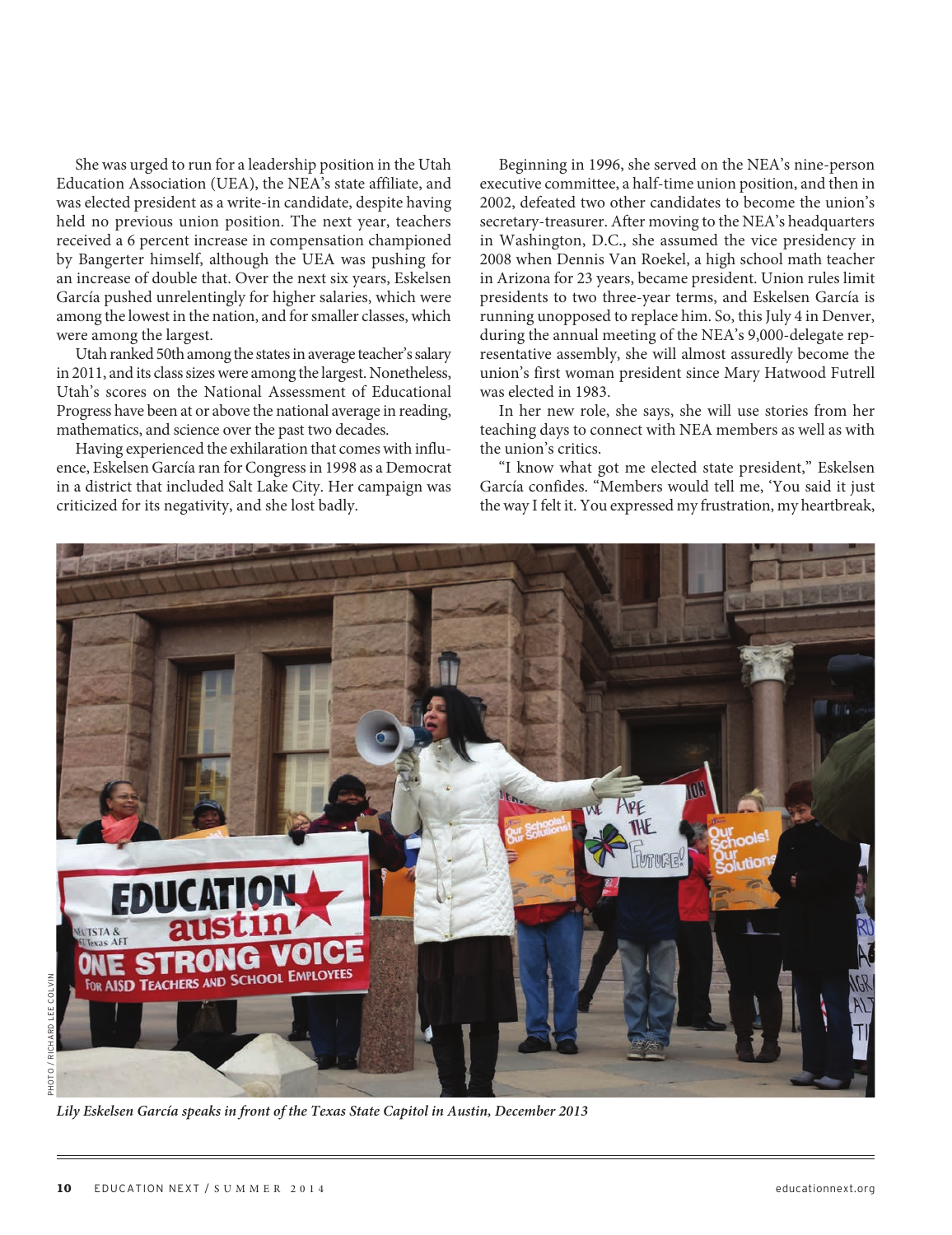She was urged to run for a leadership position in the Utah Education Association (UEA), the NEA's state affiliate, and was elected president as a write-in candidate, despite having held no previous union position. The next year, teachers received a 6 percent increase in compensation championed by Bangerter himself, although the UEA was pushing for an increase of double that. Over the next six years, Eskelsen García pushed unrelentingly for higher salaries, which were among the lowest in the nation, and for smaller classes, which were among the largest.

Utah ranked 50th among the states in average teacher's salary in 2011, and its class sizes were among the largest. Nonetheless, Utah's scores on the National Assessment of Educational Progress have been at or above the national average in reading, mathematics, and science over the past two decades.

Having experienced the exhilaration that comes with influence, Eskelsen García ran for Congress in 1998 as a Democrat in a district that included Salt Lake City. Her campaign was criticized for its negativity, and she lost badly.

Beginning in 1996, she served on the NEA's nine-person executive committee, a half-time union position, and then in 2002, defeated two other candidates to become the union's secretary-treasurer. After moving to the NEA's headquarters in Washington, D.C., she assumed the vice presidency in 2008 when Dennis Van Roekel, a high school math teacher in Arizona for 23 years, became president. Union rules limit presidents to two three-year terms, and Eskelsen García is running unopposed to replace him. So, this July 4 in Denver, during the annual meeting of the NEA's 9,000-delegate representative assembly, she will almost assuredly become the union's first woman president since Mary Hatwood Futrell was elected in 1983.

In her new role, she says, she will use stories from her teaching days to connect with NEA members as well as with the union's critics.

"I know what got me elected state president," Eskelsen García confides. "Members would tell me, 'You said it just the way I felt it. You expressed my frustration, my heartbreak,

*Lily Eskelsen García speaks in front of the Texas State Capitol in Austin, December 2013*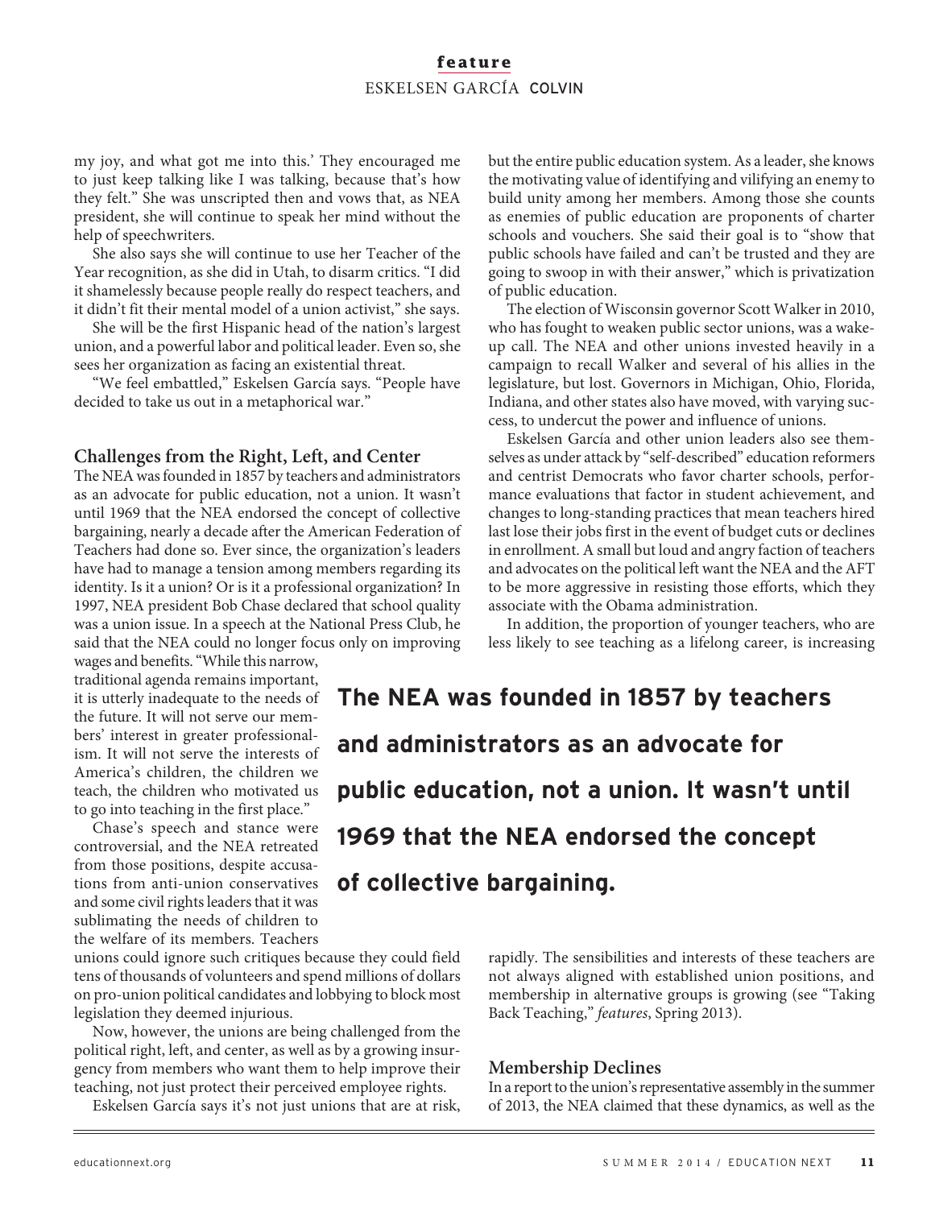my joy, and what got me into this.' They encouraged me to just keep talking like I was talking, because that's how they felt." She was unscripted then and vows that, as NEA president, she will continue to speak her mind without the help of speechwriters.

She also says she will continue to use her Teacher of the Year recognition, as she did in Utah, to disarm critics. "I did it shamelessly because people really do respect teachers, and it didn't fit their mental model of a union activist," she says.

She will be the first Hispanic head of the nation's largest union, and a powerful labor and political leader. Even so, she sees her organization as facing an existential threat.

"We feel embattled," Eskelsen García says. "People have decided to take us out in a metaphorical war."

## Challenges from the Right, Left, and Center

The NEA was founded in 1857 by teachers and administrators as an advocate for public education, not a union. It wasn't until 1969 that the NEA endorsed the concept of collective bargaining, nearly a decade after the American Federation of Teachers had done so. Ever since, the organization's leaders have had to manage a tension among members regarding its identity. Is it a union? Or is it a professional organization? In 1997, NEA president Bob Chase declared that school quality was a union issue. In a speech at the National Press Club, he said that the NEA could no longer focus only on improving wages and benefits. "While this narrow, traditional agenda remains important, it is utterly inadequate to the needs of the future. It will not serve our members' interest in greater professionalism. It will not serve the interests of America's children, the children we teach, the children who motivated us to go into teaching in the first place."

Chase's speech and stance were controversial, and the NEA retreated from those positions, despite accusations from anti-union conservatives and some civil rights leaders that it was sublimating the needs of children to the welfare of its members. Teachers unions could ignore such critiques because they could field tens of thousands of volunteers and spend millions of dollars on pro-union political candidates and lobbying to block most legislation they deemed injurious.

Now, however, the unions are being challenged from the political right, left, and center, as well as by a growing insurgency from members who want them to help improve their teaching, not just protect their perceived employee rights.

Eskelsen García says it's not just unions that are at risk, but the entire public education system. As a leader, she knows the motivating value of identifying and vilifying an enemy to build unity among her members. Among those she counts as enemies of public education are proponents of charter schools and vouchers. She said their goal is to "show that public schools have failed and can't be trusted and they are going to swoop in with their answer," which is privatization of public education.

The election of Wisconsin governor Scott Walker in 2010, who has fought to weaken public sector unions, was a wake-up call. The NEA and other unions invested heavily in a campaign to recall Walker and several of his allies in the legislature, but lost. Governors in Michigan, Ohio, Florida, Indiana, and other states also have moved, with varying success, to undercut the power and influence of unions.

Eskelsen García and other union leaders also see themselves as under attack by "self-described" education reformers and centrist Democrats who favor charter schools, performance evaluations that factor in student achievement, and changes to long-standing practices that mean teachers hired last lose their jobs first in the event of budget cuts or declines in enrollment. A small but loud and angry faction of teachers and advocates on the political left want the NEA and the AFT to be more aggressive in resisting those efforts, which they associate with the Obama administration.

In addition, the proportion of younger teachers, who are less likely to see teaching as a lifelong career, is increasing rapidly. The sensibilities and interests of these teachers are not always aligned with established union positions, and membership in alternative groups is growing (see "Taking Back Teaching," *features*, Spring 2013).

**The NEA was founded in 1857 by teachers and administrators as an advocate for public education, not a union. It wasn't until 1969 that the NEA endorsed the concept of collective bargaining.**

## Membership Declines

In a report to the union's representative assembly in the summer of 2013, the NEA claimed that these dynamics, as well as the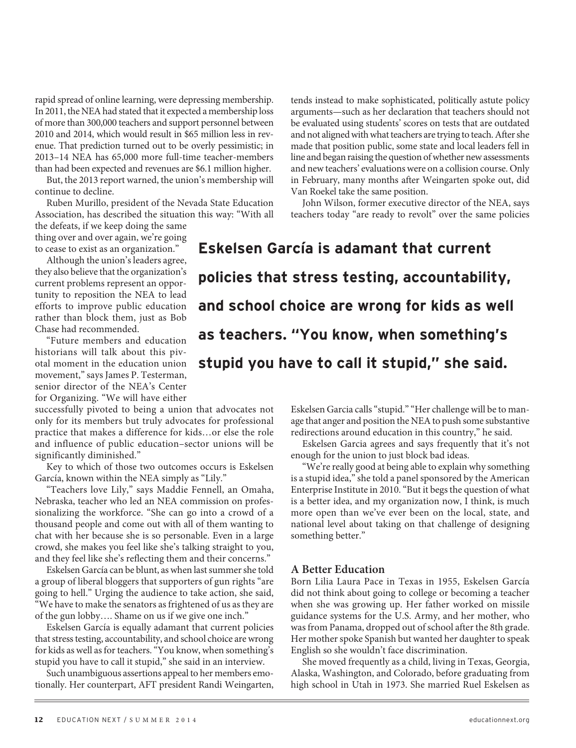rapid spread of online learning, were depressing membership. In 2011, the NEA had stated that it expected a membership loss of more than 300,000 teachers and support personnel between 2010 and 2014, which would result in $65 million less in revenue. That prediction turned out to be overly pessimistic; in 2013–14 NEA has 65,000 more full-time teacher-members than had been expected and revenues are $6.1 million higher.

But, the 2013 report warned, the union's membership will continue to decline.

Ruben Murillo, president of the Nevada State Education Association, has described the situation this way: "With all the defeats, if we keep doing the same thing over and over again, we're going to cease to exist as an organization."

Although the union's leaders agree, they also believe that the organization's current problems represent an opportunity to reposition the NEA to lead efforts to improve public education rather than block them, just as Bob Chase had recommended.

"Future members and education historians will talk about this pivotal moment in the education union movement," says James P. Testerman, senior director of the NEA's Center for Organizing. "We will have either successfully pivoted to being a union that advocates not only for its members but truly advocates for professional practice that makes a difference for kids…or else the role and influence of public education–sector unions will be significantly diminished."

Key to which of those two outcomes occurs is Eskelsen García, known within the NEA simply as "Lily."

"Teachers love Lily," says Maddie Fennell, an Omaha, Nebraska, teacher who led an NEA commission on professionalizing the workforce. "She can go into a crowd of a thousand people and come out with all of them wanting to chat with her because she is so personable. Even in a large crowd, she makes you feel like she's talking straight to you, and they feel like she's reflecting them and their concerns."

Eskelsen García can be blunt, as when last summer she told a group of liberal bloggers that supporters of gun rights "are going to hell." Urging the audience to take action, she said, "We have to make the senators as frightened of us as they are of the gun lobby…. Shame on us if we give one inch."

Eskelsen García is equally adamant that current policies that stress testing, accountability, and school choice are wrong for kids as well as for teachers. "You know, when something's stupid you have to call it stupid," she said in an interview.

Such unambiguous assertions appeal to her members emotionally. Her counterpart, AFT president Randi Weingarten, tends instead to make sophisticated, politically astute policy arguments—such as her declaration that teachers should not be evaluated using students' scores on tests that are outdated and not aligned with what teachers are trying to teach. After she made that position public, some state and local leaders fell in line and began raising the question of whether new assessments and new teachers' evaluations were on a collision course. Only in February, many months after Weingarten spoke out, did Van Roekel take the same position.

John Wilson, former executive director of the NEA, says teachers today "are ready to revolt" over the same policies Eskelsen Garcia calls "stupid." "Her challenge will be to manage that anger and position the NEA to push some substantive redirections around education in this country," he said.

**Eskelsen García is adamant that current policies that stress testing, accountability, and school choice are wrong for kids as well as teachers. "You know, when something's stupid you have to call it stupid," she said.**

Eskelsen Garcia agrees and says frequently that it's not enough for the union to just block bad ideas.

"We're really good at being able to explain why something is a stupid idea," she told a panel sponsored by the American Enterprise Institute in 2010. "But it begs the question of what is a better idea, and my organization now, I think, is much more open than we've ever been on the local, state, and national level about taking on that challenge of designing something better."

### A Better Education

Born Lilia Laura Pace in Texas in 1955, Eskelsen García did not think about going to college or becoming a teacher when she was growing up. Her father worked on missile guidance systems for the U.S. Army, and her mother, who was from Panama, dropped out of school after the 8th grade. Her mother spoke Spanish but wanted her daughter to speak English so she wouldn't face discrimination.

She moved frequently as a child, living in Texas, Georgia, Alaska, Washington, and Colorado, before graduating from high school in Utah in 1973. She married Ruel Eskelsen as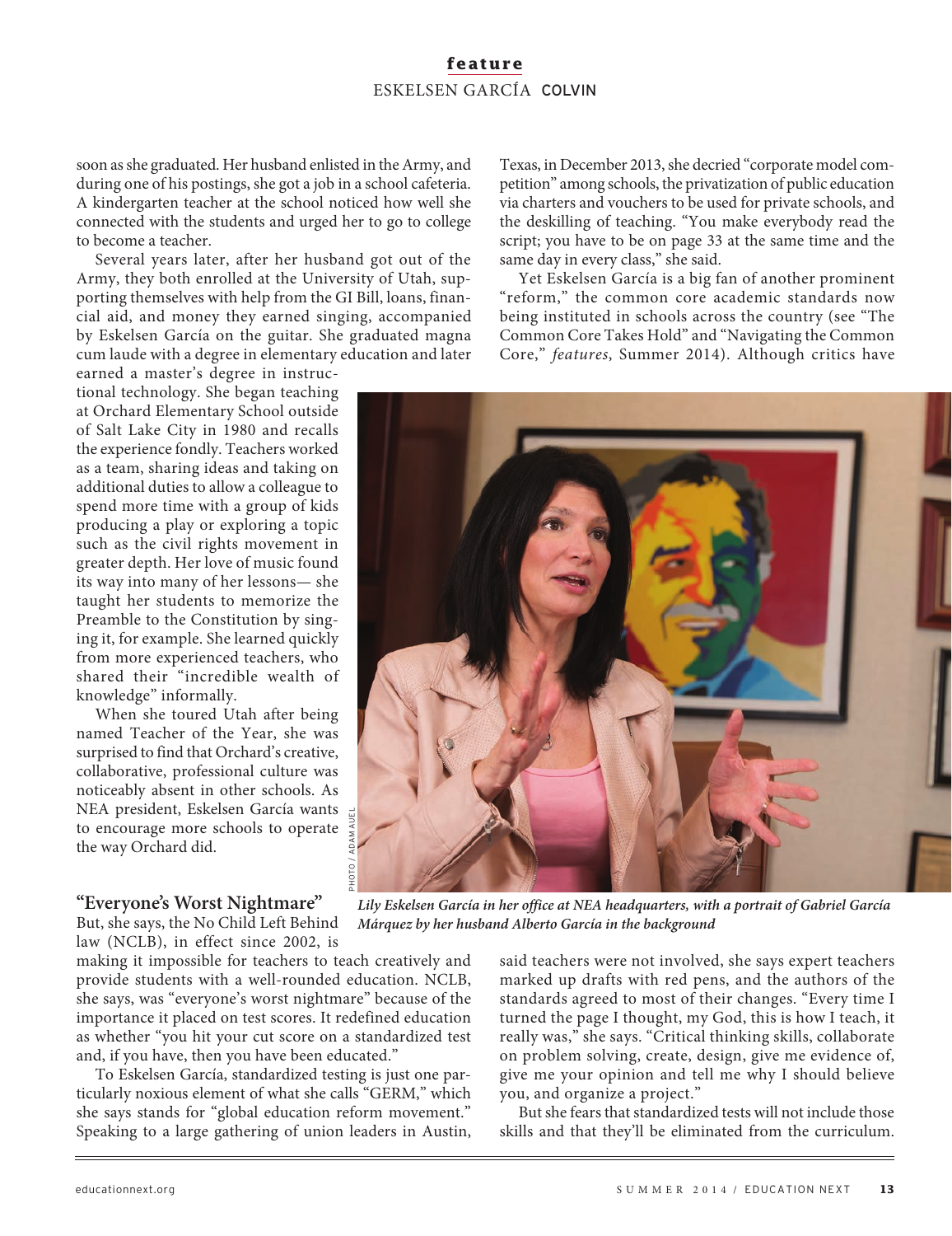soon as she graduated. Her husband enlisted in the Army, and during one of his postings, she got a job in a school cafeteria. A kindergarten teacher at the school noticed how well she connected with the students and urged her to go to college to become a teacher.

Several years later, after her husband got out of the Army, they both enrolled at the University of Utah, supporting themselves with help from the GI Bill, loans, financial aid, and money they earned singing, accompanied by Eskelsen García on the guitar. She graduated magna cum laude with a degree in elementary education and later earned a master's degree in instructional technology. She began teaching at Orchard Elementary School outside of Salt Lake City in 1980 and recalls the experience fondly. Teachers worked as a team, sharing ideas and taking on additional duties to allow a colleague to spend more time with a group of kids producing a play or exploring a topic such as the civil rights movement in greater depth. Her love of music found its way into many of her lessons— she taught her students to memorize the Preamble to the Constitution by singing it, for example. She learned quickly from more experienced teachers, who shared their "incredible wealth of knowledge" informally.

When she toured Utah after being named Teacher of the Year, she was surprised to find that Orchard's creative, collaborative, professional culture was noticeably absent in other schools. As NEA president, Eskelsen García wants to encourage more schools to operate the way Orchard did.

### "Everyone's Worst Nightmare"

But, she says, the No Child Left Behind law (NCLB), in effect since 2002, is making it impossible for teachers to teach creatively and provide students with a well-rounded education. NCLB, she says, was "everyone's worst nightmare" because of the importance it placed on test scores. It redefined education as whether "you hit your cut score on a standardized test and, if you have, then you have been educated."

To Eskelsen García, standardized testing is just one particularly noxious element of what she calls "GERM," which she says stands for "global education reform movement." Speaking to a large gathering of union leaders in Austin, Texas, in December 2013, she decried "corporate model competition" among schools, the privatization of public education via charters and vouchers to be used for private schools, and the deskilling of teaching. "You make everybody read the script; you have to be on page 33 at the same time and the same day in every class," she said.

Yet Eskelsen García is a big fan of another prominent "reform," the common core academic standards now being instituted in schools across the country (see "The Common Core Takes Hold" and "Navigating the Common Core," *features*, Summer 2014). Although critics have said teachers were not involved, she says expert teachers marked up drafts with red pens, and the authors of the standards agreed to most of their changes. "Every time I turned the page I thought, my God, this is how I teach, it really was," she says. "Critical thinking skills, collaborate on problem solving, create, design, give me evidence of, give me your opinion and tell me why I should believe you, and organize a project."

But she fears that standardized tests will not include those skills and that they'll be eliminated from the curriculum.

PHOTO / ADAM AUEL

*Lily Eskelsen García in her office at NEA headquarters, with a portrait of Gabriel García Márquez by her husband Alberto García in the background*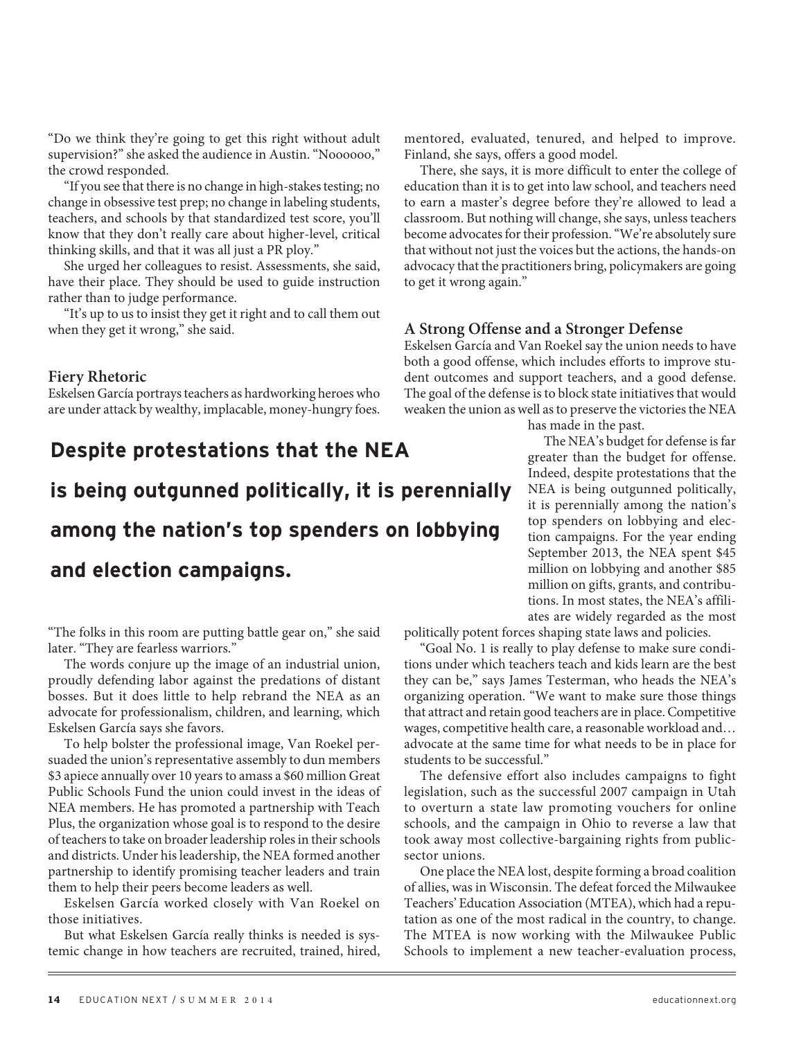"Do we think they're going to get this right without adult supervision?" she asked the audience in Austin. "Noooooo," the crowd responded.

"If you see that there is no change in high-stakes testing; no change in obsessive test prep; no change in labeling students, teachers, and schools by that standardized test score, you'll know that they don't really care about higher-level, critical thinking skills, and that it was all just a PR ploy."

She urged her colleagues to resist. Assessments, she said, have their place. They should be used to guide instruction rather than to judge performance.

"It's up to us to insist they get it right and to call them out when they get it wrong," she said.

### Fiery Rhetoric

Eskelsen García portrays teachers as hardworking heroes who are under attack by wealthy, implacable, money-hungry foes.

"The folks in this room are putting battle gear on," she said later. "They are fearless warriors."

The words conjure up the image of an industrial union, proudly defending labor against the predations of distant bosses. But it does little to help rebrand the NEA as an advocate for professionalism, children, and learning, which Eskelsen García says she favors.

To help bolster the professional image, Van Roekel persuaded the union's representative assembly to dun members $3 apiece annually over 10 years to amass a $60 million Great Public Schools Fund the union could invest in the ideas of NEA members. He has promoted a partnership with Teach Plus, the organization whose goal is to respond to the desire of teachers to take on broader leadership roles in their schools and districts. Under his leadership, the NEA formed another partnership to identify promising teacher leaders and train them to help their peers become leaders as well.

Eskelsen García worked closely with Van Roekel on those initiatives.

But what Eskelsen García really thinks is needed is systemic change in how teachers are recruited, trained, hired, mentored, evaluated, tenured, and helped to improve. Finland, she says, offers a good model.

There, she says, it is more difficult to enter the college of education than it is to get into law school, and teachers need to earn a master's degree before they're allowed to lead a classroom. But nothing will change, she says, unless teachers become advocates for their profession. "We're absolutely sure that without not just the voices but the actions, the hands-on advocacy that the practitioners bring, policymakers are going to get it wrong again."

### A Strong Offense and a Stronger Defense

Eskelsen García and Van Roekel say the union needs to have both a good offense, which includes efforts to improve student outcomes and support teachers, and a good defense. The goal of the defense is to block state initiatives that would weaken the union as well as to preserve the victories the NEA has made in the past.

**Despite protestations that the NEA is being outgunned politically, it is perennially among the nation's top spenders on lobbying and election campaigns.**

The NEA's budget for defense is far greater than the budget for offense. Indeed, despite protestations that the NEA is being outgunned politically, it is perennially among the nation's top spenders on lobbying and election campaigns. For the year ending September 2013, the NEA spent $45 million on lobbying and another $85 million on gifts, grants, and contributions. In most states, the NEA's affiliates are widely regarded as the most politically potent forces shaping state laws and policies.

"Goal No. 1 is really to play defense to make sure conditions under which teachers teach and kids learn are the best they can be," says James Testerman, who heads the NEA's organizing operation. "We want to make sure those things that attract and retain good teachers are in place. Competitive wages, competitive health care, a reasonable workload and… advocate at the same time for what needs to be in place for students to be successful."

The defensive effort also includes campaigns to fight legislation, such as the successful 2007 campaign in Utah to overturn a state law promoting vouchers for online schools, and the campaign in Ohio to reverse a law that took away most collective-bargaining rights from public-sector unions.

One place the NEA lost, despite forming a broad coalition of allies, was in Wisconsin. The defeat forced the Milwaukee Teachers' Education Association (MTEA), which had a reputation as one of the most radical in the country, to change. The MTEA is now working with the Milwaukee Public Schools to implement a new teacher-evaluation process,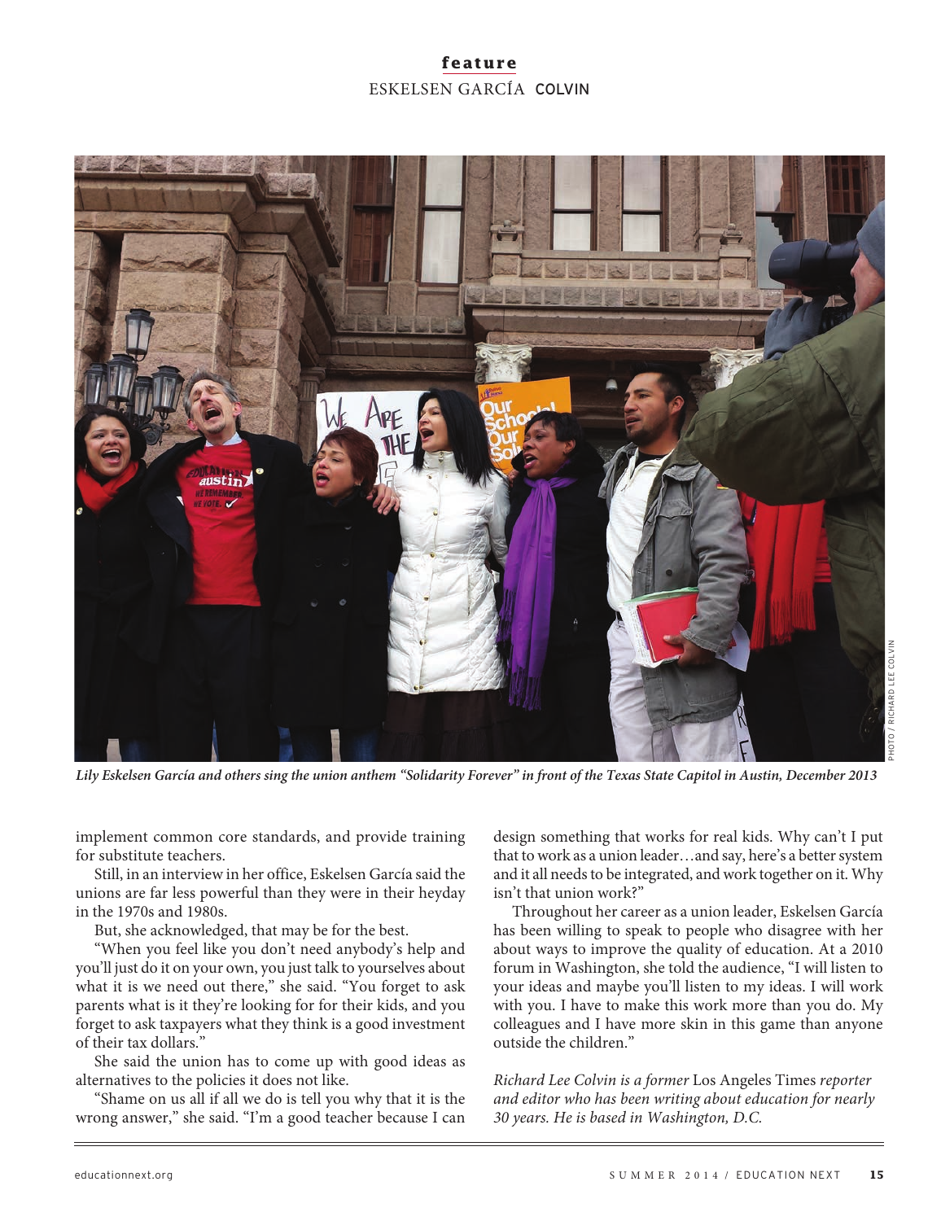Lily Eskelsen García and others sing the union anthem "Solidarity Forever" in front of the Texas State Capitol in Austin, December 2013

PHOTO / RICHARD LEE COLVIN

implement common core standards, and provide training for substitute teachers.

Still, in an interview in her office, Eskelsen García said the unions are far less powerful than they were in their heyday in the 1970s and 1980s.

But, she acknowledged, that may be for the best.

"When you feel like you don't need anybody's help and you'll just do it on your own, you just talk to yourselves about what it is we need out there," she said. "You forget to ask parents what is it they're looking for for their kids, and you forget to ask taxpayers what they think is a good investment of their tax dollars."

She said the union has to come up with good ideas as alternatives to the policies it does not like.

"Shame on us all if all we do is tell you why that it is the wrong answer," she said. "I'm a good teacher because I can design something that works for real kids. Why can't I put that to work as a union leader…and say, here's a better system and it all needs to be integrated, and work together on it. Why isn't that union work?"

Throughout her career as a union leader, Eskelsen García has been willing to speak to people who disagree with her about ways to improve the quality of education. At a 2010 forum in Washington, she told the audience, "I will listen to your ideas and maybe you'll listen to my ideas. I will work with you. I have to make this work more than you do. My colleagues and I have more skin in this game than anyone outside the children."

*Richard Lee Colvin is a former* Los Angeles Times *reporter and editor who has been writing about education for nearly 30 years. He is based in Washington, D.C.*